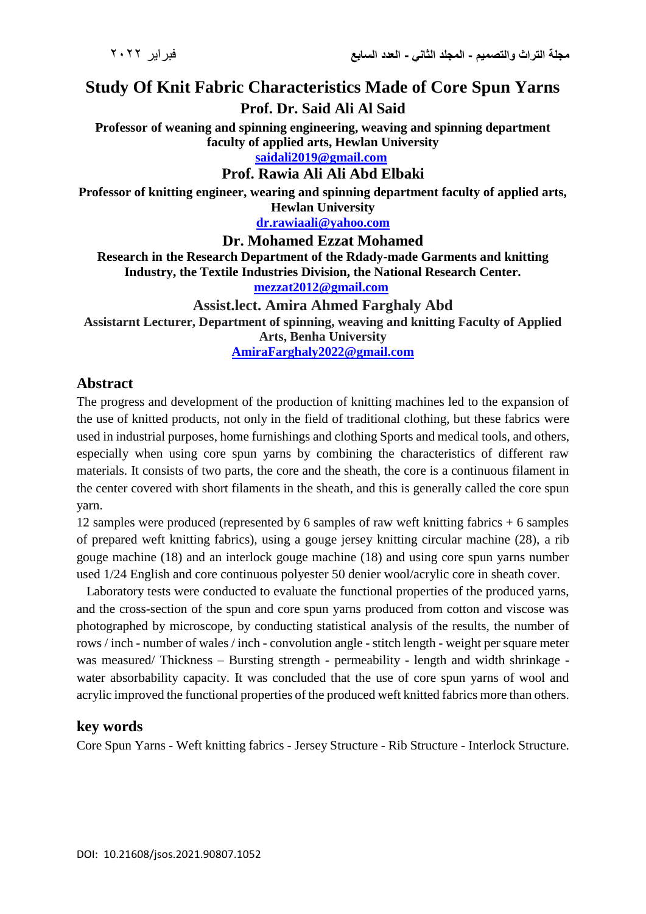# Study Of Knit Fabric Characteristics Made of Core Spun Yarns

**Prof. Dr. Said Ali Al Said**

**Professor of weaning and spinning engineering, weaving and spinning department faculty of applied arts, Hewlan University**

**saidali2019@gmail.com**

**Prof. Rawia Ali Ali Abd Elbaki**

**Professor of knitting engineer, wearing and spinning department faculty of applied arts, Hewlan University**

**dr.rawiaali@yahoo.com**

**Dr. Mohamed Ezzat Mohamed**

**Research in the Research Department of the Rdady-made Garments and knitting Industry, the Textile Industries Division, the National Research Center.**

**mezzat2012@gmail.com**

**Assist.lect. Amira Ahmed Farghaly Abd**

**Assistarnt Lecturer, Department of spinning, weaving and knitting Faculty of Applied Arts, Benha University**

**AmiraFarghaly2022@gmail.com**

## Abstract

The progress and development of the production of knitting machines led to the expansion of the use of knitted products, not only in the field of traditional clothing, but these fabrics were used in industrial purposes, home furnishings and clothing Sports and medical tools, and others, especially when using core spun yarns by combining the characteristics of different raw materials. It consists of two parts, the core and the sheath, the core is a continuous filament in the center covered with short filaments in the sheath, and this is generally called the core spun yarn.

12 samples were produced (represented by 6 samples of raw weft knitting fabrics + 6 samples of prepared weft knitting fabrics), using a gouge jersey knitting circular machine (28), a rib gouge machine (18) and an interlock gouge machine (18) and using core spun yarns number used 1/24 English and core continuous polyester 50 denier wool/acrylic core in sheath cover.

Laboratory tests were conducted to evaluate the functional properties of the produced yarns, and the cross-section of the spun and core spun yarns produced from cotton and viscose was photographed by microscope, by conducting statistical analysis of the results, the number of rows / inch - number of wales / inch - convolution angle - stitch length - weight per square meter was measured/ Thickness – Bursting strength - permeability - length and width shrinkage - water absorbability capacity. It was concluded that the use of core spun yarns of wool and acrylic improved the functional properties of the produced weft knitted fabrics more than others.

## key words

Core Spun Yarns - Weft knitting fabrics - Jersey Structure - Rib Structure - Interlock Structure.

DOI: 10.21608/jsos.2021.90807.1052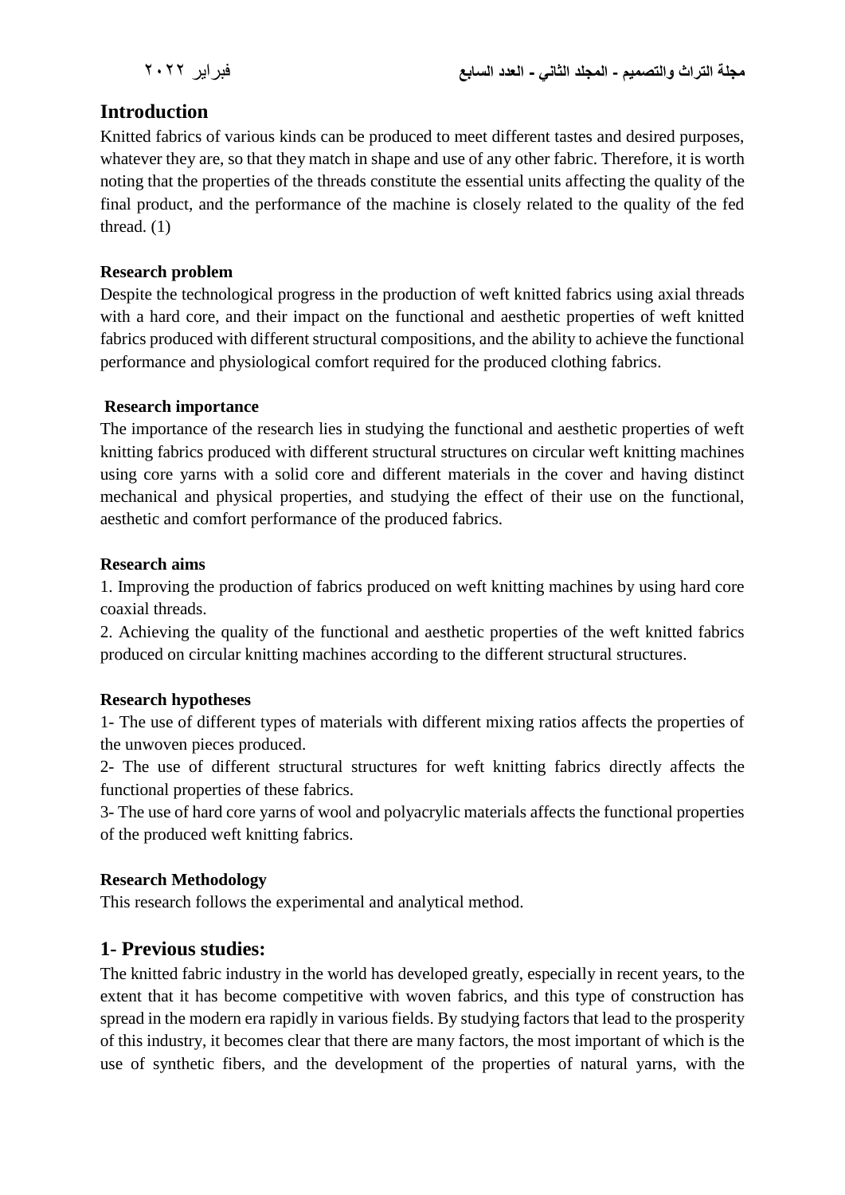## Introduction

Knitted fabrics of various kinds can be produced to meet different tastes and desired purposes, whatever they are, so that they match in shape and use of any other fabric. Therefore, it is worth noting that the properties of the threads constitute the essential units affecting the quality of the final product, and the performance of the machine is closely related to the quality of the fed thread. (1)

### Research problem

Despite the technological progress in the production of weft knitted fabrics using axial threads with a hard core, and their impact on the functional and aesthetic properties of weft knitted fabrics produced with different structural compositions, and the ability to achieve the functional performance and physiological comfort required for the produced clothing fabrics.

### Research importance

The importance of the research lies in studying the functional and aesthetic properties of weft knitting fabrics produced with different structural structures on circular weft knitting machines using core yarns with a solid core and different materials in the cover and having distinct mechanical and physical properties, and studying the effect of their use on the functional, aesthetic and comfort performance of the produced fabrics.

### Research aims

1. Improving the production of fabrics produced on weft knitting machines by using hard core coaxial threads.
2. Achieving the quality of the functional and aesthetic properties of the weft knitted fabrics produced on circular knitting machines according to the different structural structures.

### Research hypotheses

1- The use of different types of materials with different mixing ratios affects the properties of the unwoven pieces produced.

2- The use of different structural structures for weft knitting fabrics directly affects the functional properties of these fabrics.

3- The use of hard core yarns of wool and polyacrylic materials affects the functional properties of the produced weft knitting fabrics.

### Research Methodology

This research follows the experimental and analytical method.

## 1- Previous studies:

The knitted fabric industry in the world has developed greatly, especially in recent years, to the extent that it has become competitive with woven fabrics, and this type of construction has spread in the modern era rapidly in various fields. By studying factors that lead to the prosperity of this industry, it becomes clear that there are many factors, the most important of which is the use of synthetic fibers, and the development of the properties of natural yarns, with the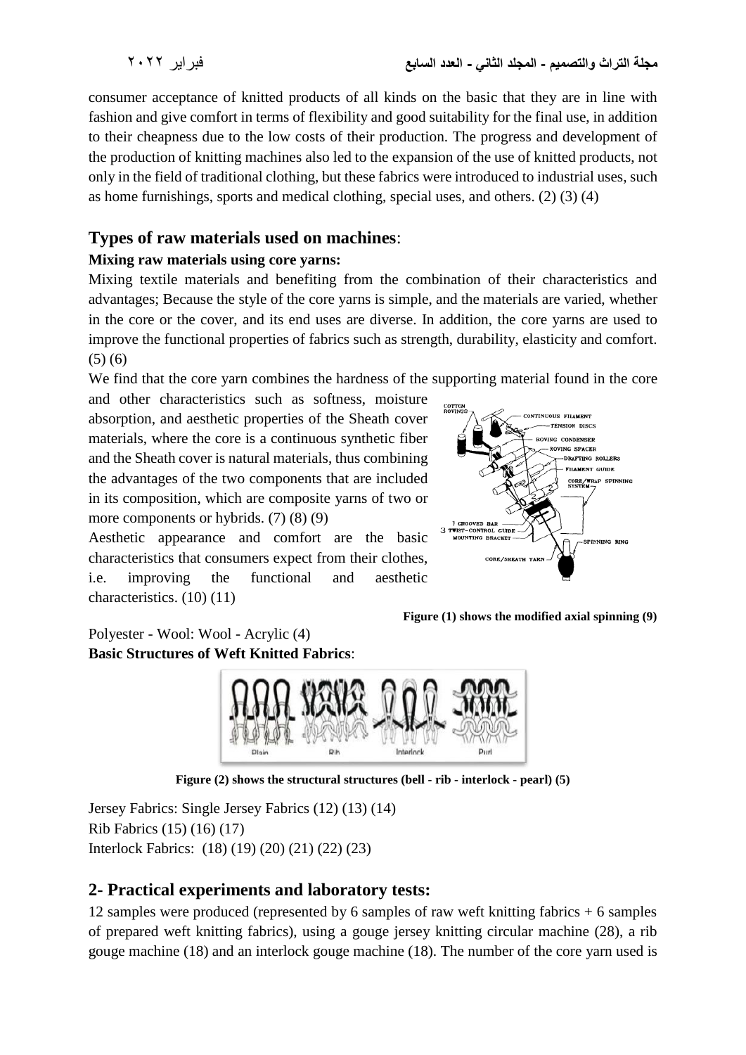consumer acceptance of knitted products of all kinds on the basic that they are in line with fashion and give comfort in terms of flexibility and good suitability for the final use, in addition to their cheapness due to the low costs of their production. The progress and development of the production of knitting machines also led to the expansion of the use of knitted products, not only in the field of traditional clothing, but these fabrics were introduced to industrial uses, such as home furnishings, sports and medical clothing, special uses, and others. (2) (3) (4)

## Types of raw materials used on machines:

**Mixing raw materials using core yarns:**

Mixing textile materials and benefiting from the combination of their characteristics and advantages; Because the style of the core yarns is simple, and the materials are varied, whether in the core or the cover, and its end uses are diverse. In addition, the core yarns are used to improve the functional properties of fabrics such as strength, durability, elasticity and comfort. (5) (6)

We find that the core yarn combines the hardness of the supporting material found in the core and other characteristics such as softness, moisture absorption, and aesthetic properties of the Sheath cover materials, where the core is a continuous synthetic fiber and the Sheath cover is natural materials, thus combining the advantages of the two components that are included in its composition, which are composite yarns of two or more components or hybrids. (7) (8) (9)

Aesthetic appearance and comfort are the basic characteristics that consumers expect from their clothes, i.e. improving the functional and aesthetic characteristics. (10) (11)

**Figure (1) shows the modified axial spinning (9)**

Polyester - Wool: Wool - Acrylic (4)

**Basic Structures of Weft Knitted Fabrics**:

**Figure (2) shows the structural structures (bell - rib - interlock - pearl) (5)**

Jersey Fabrics: Single Jersey Fabrics (12) (13) (14)

Rib Fabrics (15) (16) (17)

Interlock Fabrics: (18) (19) (20) (21) (22) (23)

## 2- Practical experiments and laboratory tests:

12 samples were produced (represented by 6 samples of raw weft knitting fabrics + 6 samples of prepared weft knitting fabrics), using a gouge jersey knitting circular machine (28), a rib gouge machine (18) and an interlock gouge machine (18). The number of the core yarn used is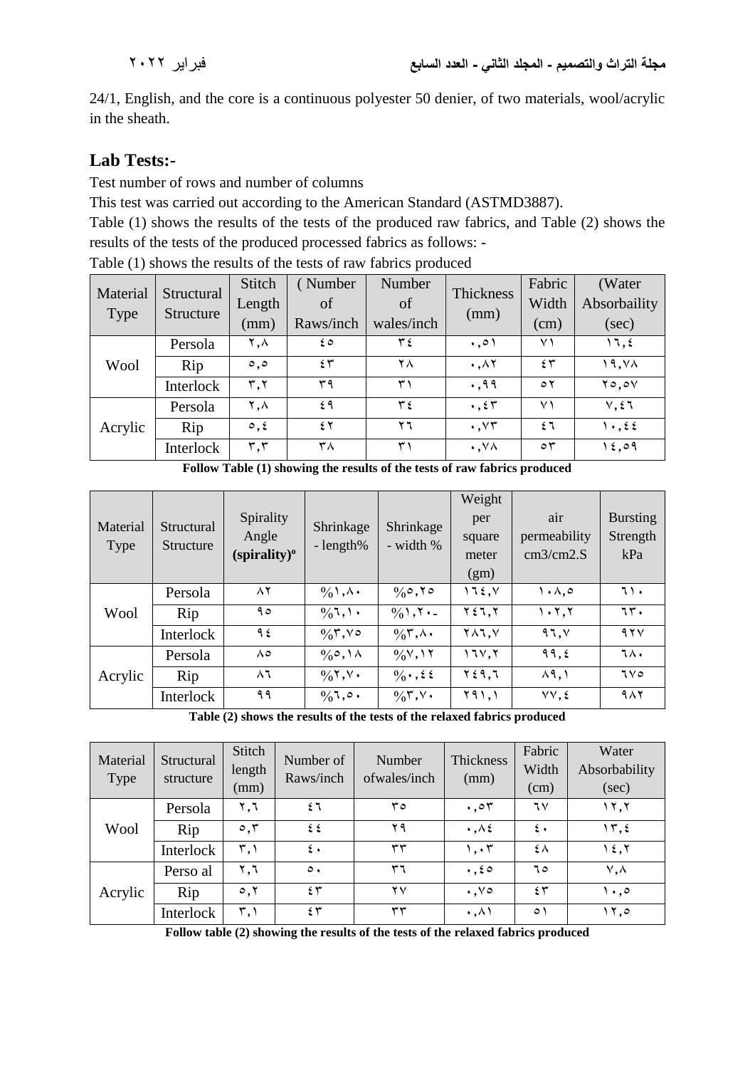24/1, English, and the core is a continuous polyester 50 denier, of two materials, wool/acrylic in the sheath.

## Lab Tests:-

Test number of rows and number of columns

This test was carried out according to the American Standard (ASTMD3887).

Table (1) shows the results of the tests of the produced raw fabrics, and Table (2) shows the results of the tests of the produced processed fabrics as follows: -

Table (1) shows the results of the tests of raw fabrics produced

| Material Type | Structural Structure | Stitch Length (mm) | ( Number of Raws/inch | Number of wales/inch | Thickness (mm) | Fabric Width (cm) | (Water Absorbaility (sec) |
|---|---|---|---|---|---|---|---|
| Wool | Persola | ٢,٨ | ٤٥ | ٣٤ | ٠,٥١ | ٧١ | ١٦,٤ |
| | Rip | ٥,٥ | ٤٣ | ٢٨ | ٠,٨٢ | ٤٣ | ١٩,٧٨ |
| | Interlock | ٣,٢ | ٣٩ | ٣١ | ٠,٩٩ | ٥٢ | ٢٥,٥٧ |
| Acrylic | Persola | ٢,٨ | ٤٩ | ٣٤ | ٠,٤٣ | ٧١ | ٧,٤٦ |
| | Rip | ٥,٤ | ٤٢ | ٢٦ | ٠,٧٣ | ٤٦ | ١٠,٤٤ |
| | Interlock | ٣,٣ | ٣٨ | ٣١ | ٠,٧٨ | ٥٣ | ١٤,٥٩ |

**Follow Table (1) showing the results of the tests of raw fabrics produced**

| Material Type | Structural Structure | Spirality Angle **(spirality)º** | Shrinkage - length% | Shrinkage - width % | Weight per square meter (gm) | air permeability cm3/cm2.S | Bursting Strength kPa |
|---|---|---|---|---|---|---|---|
| Wool | Persola | ٨٢ | %١,٨٠ | %٥,٢٥ | ١٦٤,٧ | ١٠٨,٥ | ٦١٠ |
| | Rip | ٩٥ | %٦,١٠ | %١,٢٠- | ٢٤٦,٢ | ١٠٢,٢ | ٦٣٠ |
| | Interlock | ٩٤ | %٣,٧٥ | %٣,٨٠ | ٢٨٦,٧ | ٩٦,٧ | ٩٢٧ |
| Acrylic | Persola | ٨٥ | %٥,١٨ | %٧,١٢ | ١٦٧,٢ | ٩٩,٤ | ٦٨٠ |
| | Rip | ٨٦ | %٢,٧٠ | %٠,٤٤ | ٢٤٩,٦ | ٨٩,١ | ٦٧٥ |
| | Interlock | ٩٩ | %٦,٥٠ | %٣,٧٠ | ٢٩١,١ | ٧٧,٤ | ٩٨٢ |

**Table (2) shows the results of the tests of the relaxed fabrics produced**

| Material Type | Structural structure | Stitch length (mm) | Number of Raws/inch | Number ofwales/inch | Thickness (mm) | Fabric Width (cm) | Water Absorbability (sec) |
|---|---|---|---|---|---|---|---|
| Wool | Persola | ٢,٦ | ٤٦ | ٣٥ | ٠,٥٣ | ٦٧ | ١٢,٢ |
| | Rip | ٥,٣ | ٤٤ | ٢٩ | ٠,٨٤ | ٤٠ | ١٣,٤ |
| | Interlock | ٣,١ | ٤٠ | ٣٣ | ١,٠٣ | ٤٨ | ١٤,٢ |
| Acrylic | Perso al | ٢,٦ | ٥٠ | ٣٦ | ٠,٤٥ | ٦٥ | ٧,٨ |
| | Rip | ٥,٢ | ٤٣ | ٢٧ | ٠,٧٥ | ٤٣ | ١٠,٥ |
| | Interlock | ٣,١ | ٤٣ | ٣٣ | ٠,٨١ | ٥١ | ١٢,٥ |

**Follow table (2) showing the results of the tests of the relaxed fabrics produced**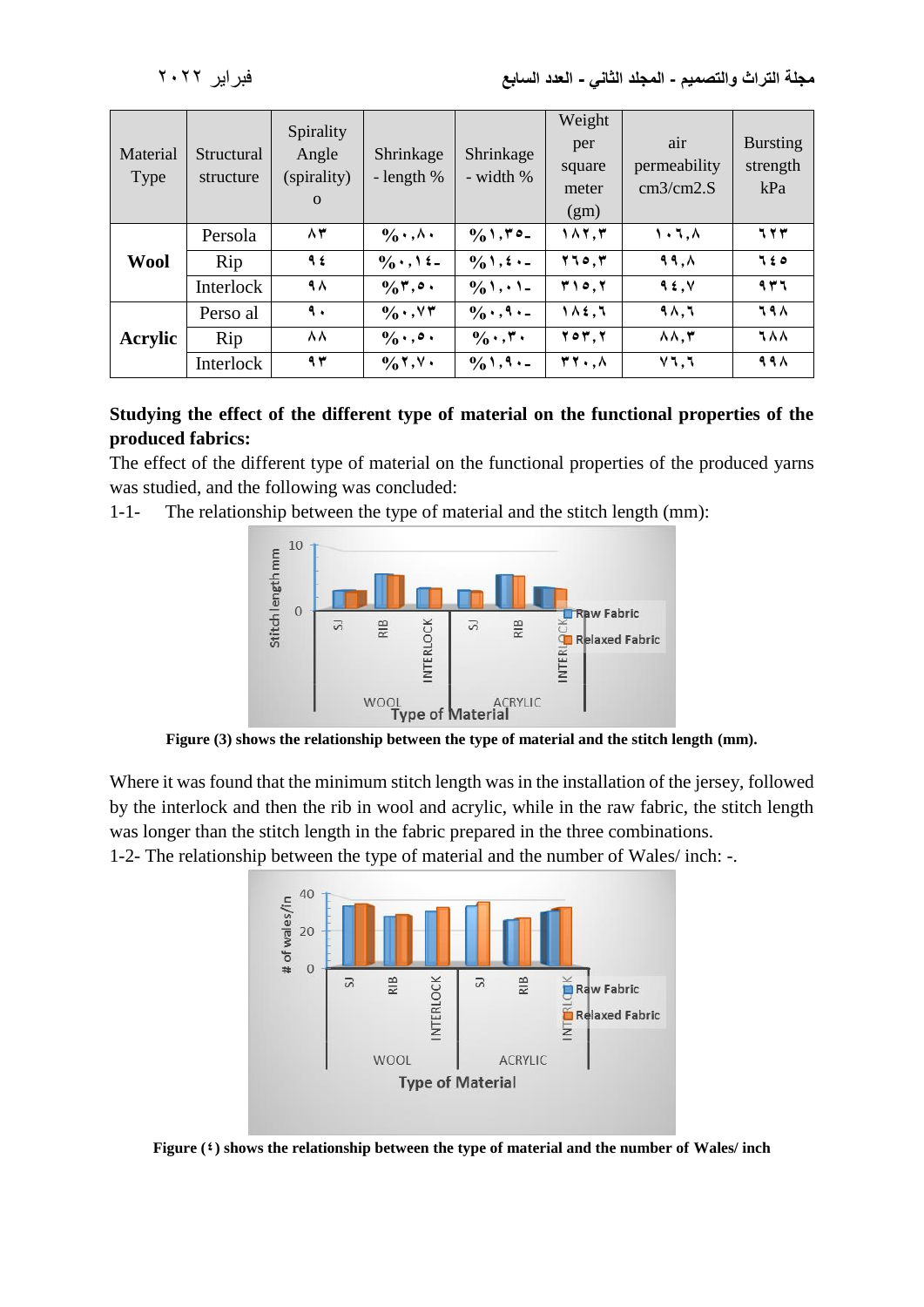| Material Type | Structural structure | Spirality Angle (spirality) o | Shrinkage - length % | Shrinkage - width % | Weight per square meter (gm) | air permeability cm3/cm2.S | Bursting strength kPa |
|---|---|---|---|---|---|---|---|
| **Wool** | Persola | ٨٣ | %٠,٨٠ | %١,٣٥- | ١٨٢,٣ | ١٠٦,٨ | ٦٢٣ |
| | Rip | ٩٤ | %٠,١٤- | %١,٤٠- | ٢٦٥,٣ | ٩٩,٨ | ٦٤٥ |
| | Interlock | ٩٨ | %٣,٥٠ | %١,٠١- | ٣١٥,٢ | ٩٤,٧ | ٩٣٦ |
| **Acrylic** | Perso al | ٩٠ | %٠,٧٣ | %٠,٩٠- | ١٨٤,٦ | ٩٨,٦ | ٦٩٨ |
| | Rip | ٨٨ | %٠,٥٠ | %٠,٣٠ | ٢٥٣,٢ | ٨٨,٣ | ٦٨٨ |
| | Interlock | ٩٣ | %٢,٧٠ | %١,٩٠- | ٣٢٠,٨ | ٧٦,٦ | ٩٩٨ |

**Studying the effect of the different type of material on the functional properties of the produced fabrics:**

The effect of the different type of material on the functional properties of the produced yarns was studied, and the following was concluded:

1-1- The relationship between the type of material and the stitch length (mm):

**Figure (3) shows the relationship between the type of material and the stitch length (mm).**

Where it was found that the minimum stitch length was in the installation of the jersey, followed by the interlock and then the rib in wool and acrylic, while in the raw fabric, the stitch length was longer than the stitch length in the fabric prepared in the three combinations.

1-2- The relationship between the type of material and the number of Wales/ inch: -.

**Figure (٤) shows the relationship between the type of material and the number of Wales/ inch**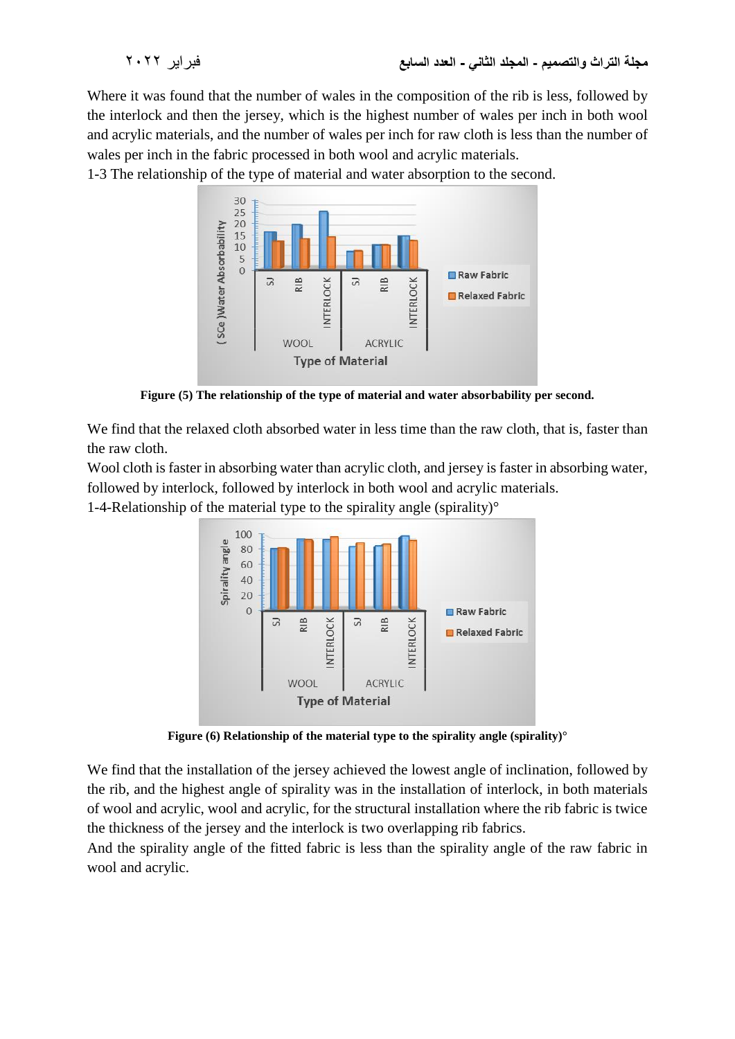Where it was found that the number of wales in the composition of the rib is less, followed by the interlock and then the jersey, which is the highest number of wales per inch in both wool and acrylic materials, and the number of wales per inch for raw cloth is less than the number of wales per inch in the fabric processed in both wool and acrylic materials.

1-3 The relationship of the type of material and water absorption to the second.

**Figure (5) The relationship of the type of material and water absorbability per second.**

We find that the relaxed cloth absorbed water in less time than the raw cloth, that is, faster than the raw cloth.

Wool cloth is faster in absorbing water than acrylic cloth, and jersey is faster in absorbing water, followed by interlock, followed by interlock in both wool and acrylic materials.

1-4-Relationship of the material type to the spirality angle (spirality)°

**Figure (6) Relationship of the material type to the spirality angle (spirality)°**

We find that the installation of the jersey achieved the lowest angle of inclination, followed by the rib, and the highest angle of spirality was in the installation of interlock, in both materials of wool and acrylic, wool and acrylic, for the structural installation where the rib fabric is twice the thickness of the jersey and the interlock is two overlapping rib fabrics.

And the spirality angle of the fitted fabric is less than the spirality angle of the raw fabric in wool and acrylic.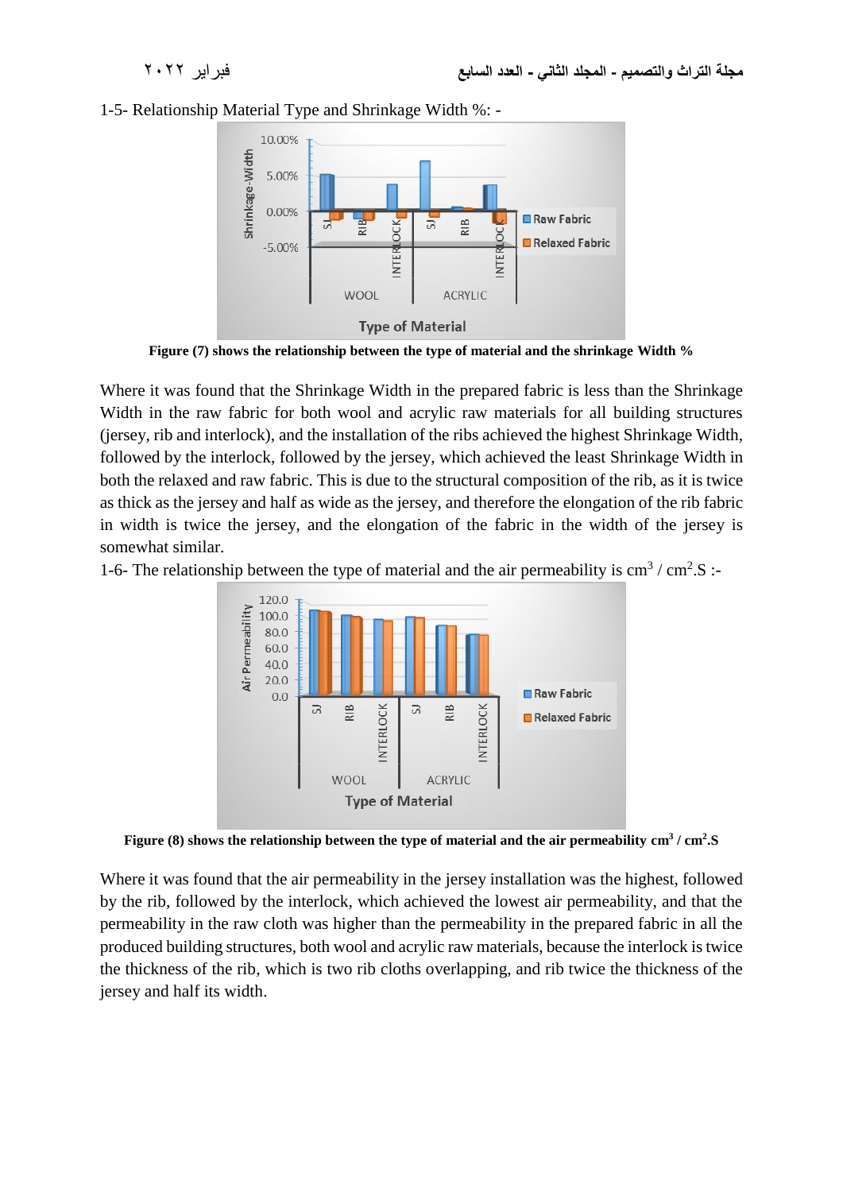1-5- Relationship Material Type and Shrinkage Width %: -

**Figure (7) shows the relationship between the type of material and the shrinkage Width %**

Where it was found that the Shrinkage Width in the prepared fabric is less than the Shrinkage Width in the raw fabric for both wool and acrylic raw materials for all building structures (jersey, rib and interlock), and the installation of the ribs achieved the highest Shrinkage Width, followed by the interlock, followed by the jersey, which achieved the least Shrinkage Width in both the relaxed and raw fabric. This is due to the structural composition of the rib, as it is twice as thick as the jersey and half as wide as the jersey, and therefore the elongation of the rib fabric in width is twice the jersey, and the elongation of the fabric in the width of the jersey is somewhat similar.

1-6- The relationship between the type of material and the air permeability is $cm^3$ / $cm^2$.S :-

**Figure (8) shows the relationship between the type of material and the air permeability $cm^3$ / $cm^2$.S**

Where it was found that the air permeability in the jersey installation was the highest, followed by the rib, followed by the interlock, which achieved the lowest air permeability, and that the permeability in the raw cloth was higher than the permeability in the prepared fabric in all the produced building structures, both wool and acrylic raw materials, because the interlock is twice the thickness of the rib, which is two rib cloths overlapping, and rib twice the thickness of the jersey and half its width.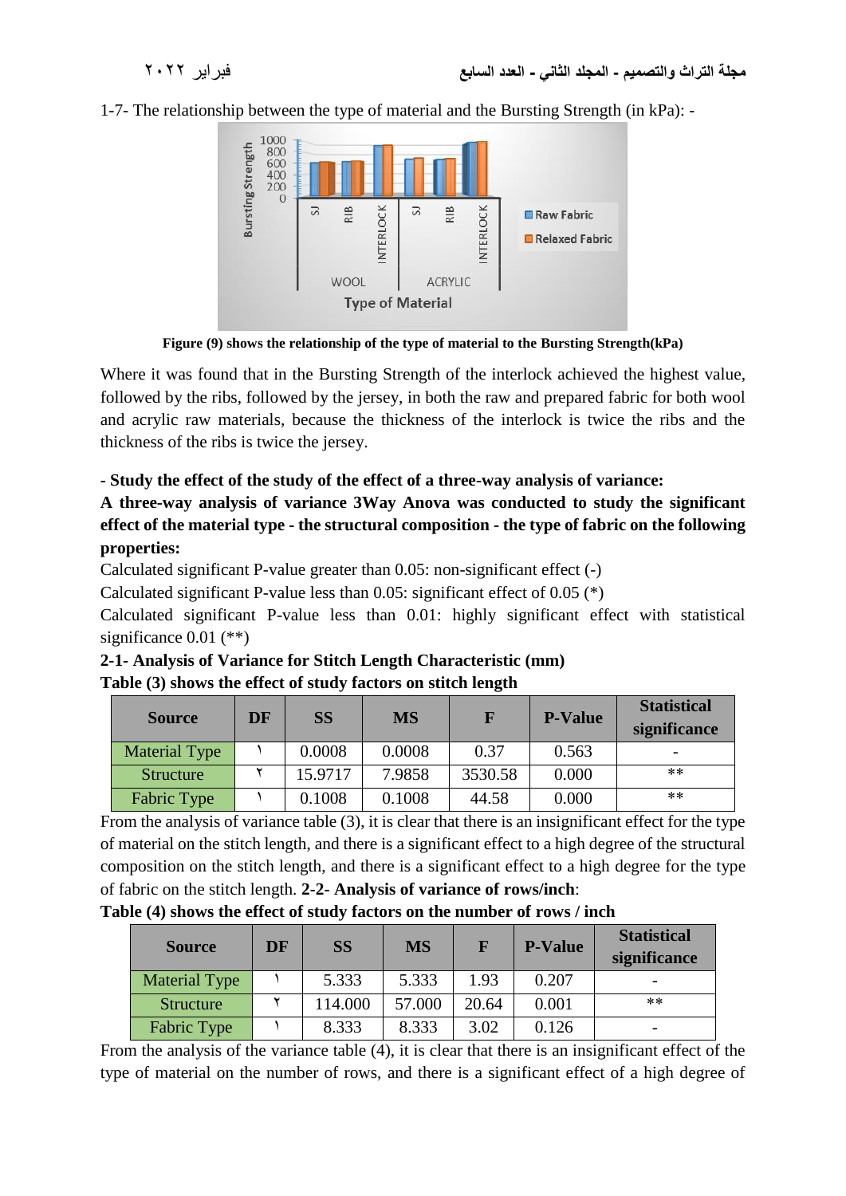1-7- The relationship between the type of material and the Bursting Strength (in kPa): -

**Figure (9) shows the relationship of the type of material to the Bursting Strength(kPa)**

Where it was found that in the Bursting Strength of the interlock achieved the highest value, followed by the ribs, followed by the jersey, in both the raw and prepared fabric for both wool and acrylic raw materials, because the thickness of the interlock is twice the ribs and the thickness of the ribs is twice the jersey.

**- Study the effect of the study of the effect of a three-way analysis of variance:**

**A three-way analysis of variance 3Way Anova was conducted to study the significant effect of the material type - the structural composition - the type of fabric on the following properties:**

Calculated significant P-value greater than 0.05: non-significant effect (-)

Calculated significant P-value less than 0.05: significant effect of 0.05 (*)

Calculated significant P-value less than 0.01: highly significant effect with statistical significance 0.01 (**)

**2-1- Analysis of Variance for Stitch Length Characteristic (mm)**

**Table (3) shows the effect of study factors on stitch length**

| Source | DF | SS | MS | F | P-Value | Statistical significance |
|---|---|---|---|---|---|---|
| Material Type | ١ | 0.0008 | 0.0008 | 0.37 | 0.563 | - |
| Structure | ٢ | 15.9717 | 7.9858 | 3530.58 | 0.000 | ** |
| Fabric Type | ١ | 0.1008 | 0.1008 | 44.58 | 0.000 | ** |

From the analysis of variance table (3), it is clear that there is an insignificant effect for the type of material on the stitch length, and there is a significant effect to a high degree of the structural composition on the stitch length, and there is a significant effect to a high degree for the type of fabric on the stitch length. **2-2- Analysis of variance of rows/inch**:

**Table (4) shows the effect of study factors on the number of rows / inch**

| Source | DF | SS | MS | F | P-Value | Statistical significance |
|---|---|---|---|---|---|---|
| Material Type | ١ | 5.333 | 5.333 | 1.93 | 0.207 | - |
| Structure | ٢ | 114.000 | 57.000 | 20.64 | 0.001 | ** |
| Fabric Type | ١ | 8.333 | 8.333 | 3.02 | 0.126 | - |

From the analysis of the variance table (4), it is clear that there is an insignificant effect of the type of material on the number of rows, and there is a significant effect of a high degree of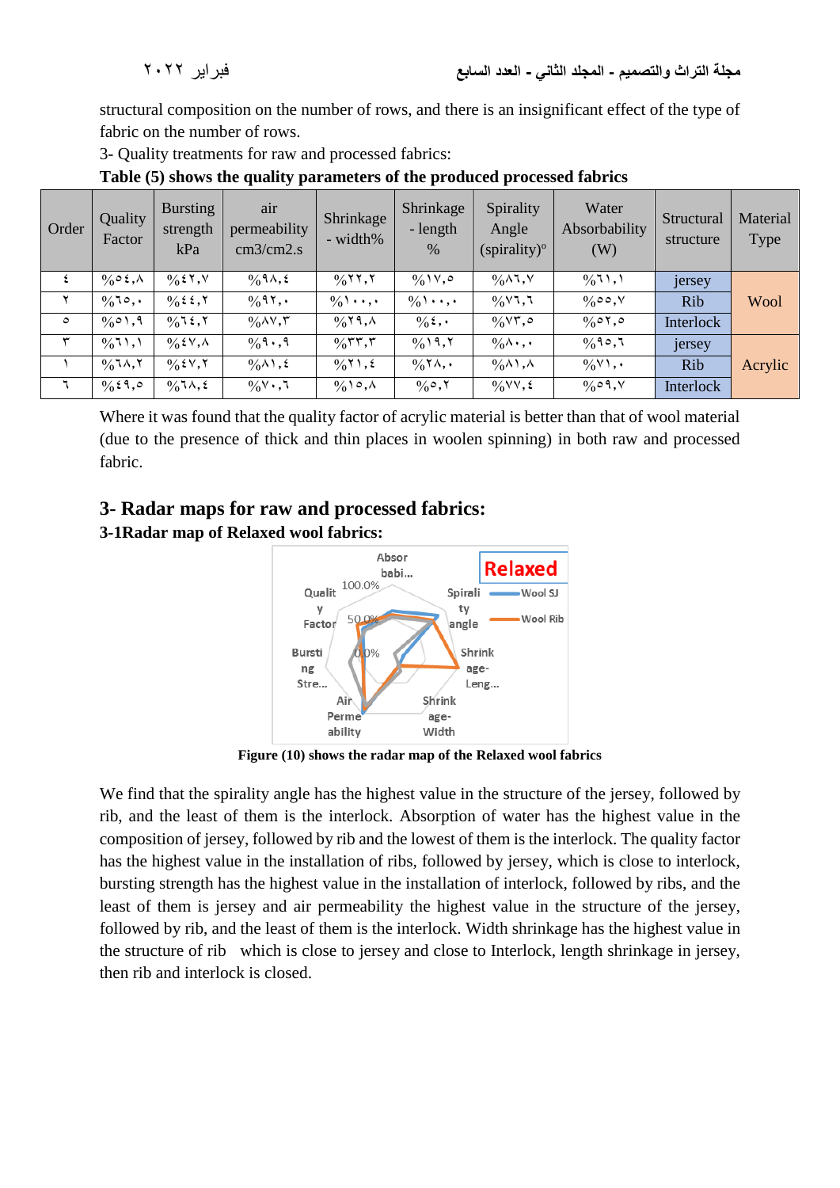structural composition on the number of rows, and there is an insignificant effect of the type of fabric on the number of rows.

3- Quality treatments for raw and processed fabrics:

**Table (5) shows the quality parameters of the produced processed fabrics**

| Order | Quality Factor | Bursting strength kPa | air permeability cm3/cm2.s | Shrinkage - width% | Shrinkage - length % | Spirality Angle (spirality)º | Water Absorbability (W) | Structural structure | Material Type |
|---|---|---|---|---|---|---|---|---|---|
| ٤ | %٥٤,٨ | %٤٢,٧ | %٩٨,٤ | %٢٢,٢ | %١٧,٥ | %٨٦,٧ | %٦١,١ | jersey | Wool |
| ٢ | %٦٥,٠ | %٤٤,٢ | %٩٢,٠ | %١٠٠,٠ | %١٠٠,٠ | %٧٦,٦ | %٥٥,٧ | Rib | |
| ٥ | %٥١,٩ | %٦٤,٢ | %٨٧,٣ | %٢٩,٨ | %٤,٠ | %٧٣,٥ | %٥٢,٥ | Interlock | |
| ٣ | %٦١,١ | %٤٧,٨ | %٩٠,٩ | %٣٣,٣ | %١٩,٢ | %٨٠,٠ | %٩٥,٦ | jersey | Acrylic |
| ١ | %٦٨,٢ | %٤٧,٢ | %٨١,٤ | %٢١,٤ | %٢٨,٠ | %٨١,٨ | %٧١,٠ | Rib | |
| ٦ | %٤٩,٥ | %٦٨,٤ | %٧٠,٦ | %١٥,٨ | %٥,٢ | %٧٧,٤ | %٥٩,٧ | Interlock | |

Where it was found that the quality factor of acrylic material is better than that of wool material (due to the presence of thick and thin places in woolen spinning) in both raw and processed fabric.

## 3- Radar maps for raw and processed fabrics:

### 3-1Radar map of Relaxed wool fabrics:

**Figure (10) shows the radar map of the Relaxed wool fabrics**

We find that the spirality angle has the highest value in the structure of the jersey, followed by rib, and the least of them is the interlock. Absorption of water has the highest value in the composition of jersey, followed by rib and the lowest of them is the interlock. The quality factor has the highest value in the installation of ribs, followed by jersey, which is close to interlock, bursting strength has the highest value in the installation of interlock, followed by ribs, and the least of them is jersey and air permeability the highest value in the structure of the jersey, followed by rib, and the least of them is the interlock. Width shrinkage has the highest value in the structure of rib which is close to jersey and close to Interlock, length shrinkage in jersey, then rib and interlock is closed.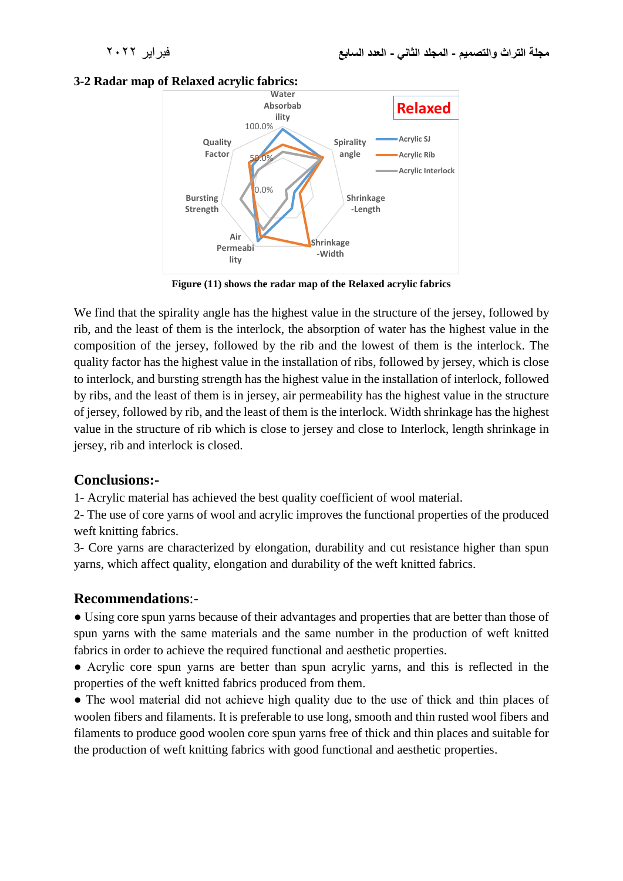### 3-2 Radar map of Relaxed acrylic fabrics:

Figure (11) shows the radar map of the Relaxed acrylic fabrics

We find that the spirality angle has the highest value in the structure of the jersey, followed by rib, and the least of them is the interlock, the absorption of water has the highest value in the composition of the jersey, followed by the rib and the lowest of them is the interlock. The quality factor has the highest value in the installation of ribs, followed by jersey, which is close to interlock, and bursting strength has the highest value in the installation of interlock, followed by ribs, and the least of them is in jersey, air permeability has the highest value in the structure of jersey, followed by rib, and the least of them is the interlock. Width shrinkage has the highest value in the structure of rib which is close to jersey and close to Interlock, length shrinkage in jersey, rib and interlock is closed.

## Conclusions:-

1- Acrylic material has achieved the best quality coefficient of wool material.

2- The use of core yarns of wool and acrylic improves the functional properties of the produced weft knitting fabrics.

3- Core yarns are characterized by elongation, durability and cut resistance higher than spun yarns, which affect quality, elongation and durability of the weft knitted fabrics.

## Recommendations:-

● Using core spun yarns because of their advantages and properties that are better than those of spun yarns with the same materials and the same number in the production of weft knitted fabrics in order to achieve the required functional and aesthetic properties.

● Acrylic core spun yarns are better than spun acrylic yarns, and this is reflected in the properties of the weft knitted fabrics produced from them.

● The wool material did not achieve high quality due to the use of thick and thin places of woolen fibers and filaments. It is preferable to use long, smooth and thin rusted wool fibers and filaments to produce good woolen core spun yarns free of thick and thin places and suitable for the production of weft knitting fabrics with good functional and aesthetic properties.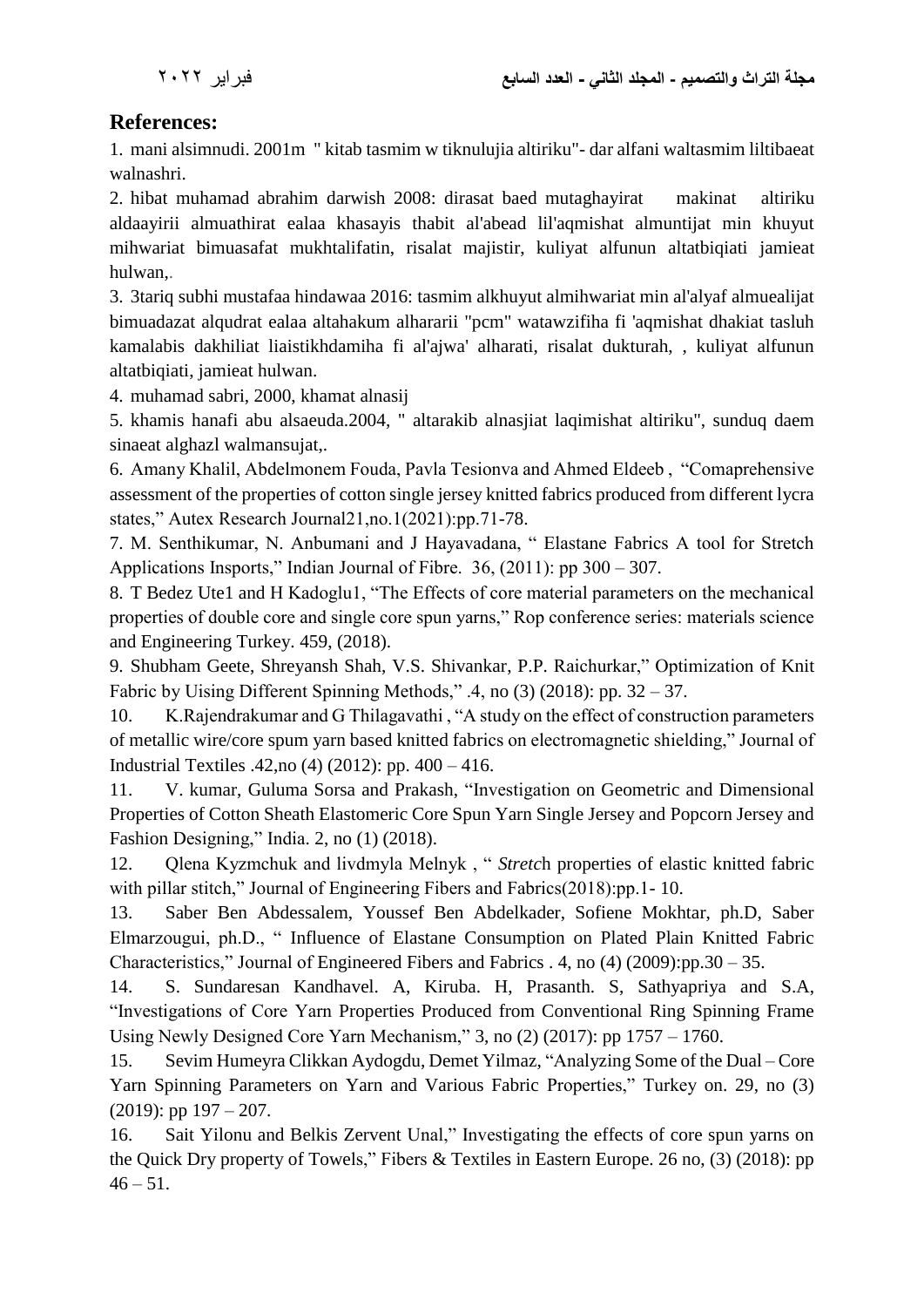## References:

1. mani alsimnudi. 2001m " kitab tasmim w tiknulujia altiriku"- dar alfani waltasmim liltibaeat walnashri.
2. hibat muhamad abrahim darwish 2008: dirasat baed mutaghayirat makinat altiriku aldaayirii almuathirat ealaa khasayis thabit al'abead lil'aqmishat almuntijat min khuyut mihwariat bimuasafat mukhtalifatin, risalat majistir, kuliyat alfunun altatbiqiati jamieat hulwan,.
3. 3tariq subhi mustafaa hindawaa 2016: tasmim alkhuyut almihwariat min al'alyaf almuealijat bimuadazat alqudrat ealaa altahakum alhararii "pcm" watawzifiha fi 'aqmishat dhakiat tasluh kamalabis dakhiliat liaistikhdamiha fi al'ajwa' alharati, risalat dukturah, , kuliyat alfunun altatbiqiati, jamieat hulwan.
4. muhamad sabri, 2000, khamat alnasij
5. khamis hanafi abu alsaeuda.2004, " altarakib alnasjiat laqimishat altiriku", sunduq daem sinaeat alghazl walmansujat,.
6. Amany Khalil, Abdelmonem Fouda, Pavla Tesionva and Ahmed Eldeeb , "Comaprehensive assessment of the properties of cotton single jersey knitted fabrics produced from different lycra states," Autex Research Journal21,no.1(2021):pp.71-78.
7. M. Senthikumar, N. Anbumani and J Hayavadana, " Elastane Fabrics A tool for Stretch Applications Insports," Indian Journal of Fibre. 36, (2011): pp 300 – 307.
8. T Bedez Ute1 and H Kadoglu1, "The Effects of core material parameters on the mechanical properties of double core and single core spun yarns," Rop conference series: materials science and Engineering Turkey. 459, (2018).
9. Shubham Geete, Shreyansh Shah, V.S. Shivankar, P.P. Raichurkar," Optimization of Knit Fabric by Uising Different Spinning Methods," .4, no (3) (2018): pp. 32 – 37.
10. K.Rajendrakumar and G Thilagavathi , "A study on the effect of construction parameters of metallic wire/core spum yarn based knitted fabrics on electromagnetic shielding," Journal of Industrial Textiles .42,no (4) (2012): pp. 400 – 416.
11. V. kumar, Guluma Sorsa and Prakash, "Investigation on Geometric and Dimensional Properties of Cotton Sheath Elastomeric Core Spun Yarn Single Jersey and Popcorn Jersey and Fashion Designing," India. 2, no (1) (2018).
12. Qlena Kyzmchuk and livdmyla Melnyk , " *Stretc*h properties of elastic knitted fabric with pillar stitch," Journal of Engineering Fibers and Fabrics(2018):pp.1- 10.
13. Saber Ben Abdessalem, Youssef Ben Abdelkader, Sofiene Mokhtar, ph.D, Saber Elmarzougui, ph.D., " Influence of Elastane Consumption on Plated Plain Knitted Fabric Characteristics," Journal of Engineered Fibers and Fabrics . 4, no (4) (2009):pp.30 – 35.
14. S. Sundaresan Kandhavel. A, Kiruba. H, Prasanth. S, Sathyapriya and S.A, "Investigations of Core Yarn Properties Produced from Conventional Ring Spinning Frame Using Newly Designed Core Yarn Mechanism," 3, no (2) (2017): pp 1757 – 1760.
15. Sevim Humeyra Clikkan Aydogdu, Demet Yilmaz, "Analyzing Some of the Dual – Core Yarn Spinning Parameters on Yarn and Various Fabric Properties," Turkey on. 29, no (3) (2019): pp 197 – 207.
16. Sait Yilonu and Belkis Zervent Unal," Investigating the effects of core spun yarns on the Quick Dry property of Towels," Fibers & Textiles in Eastern Europe. 26 no, (3) (2018): pp 46 – 51.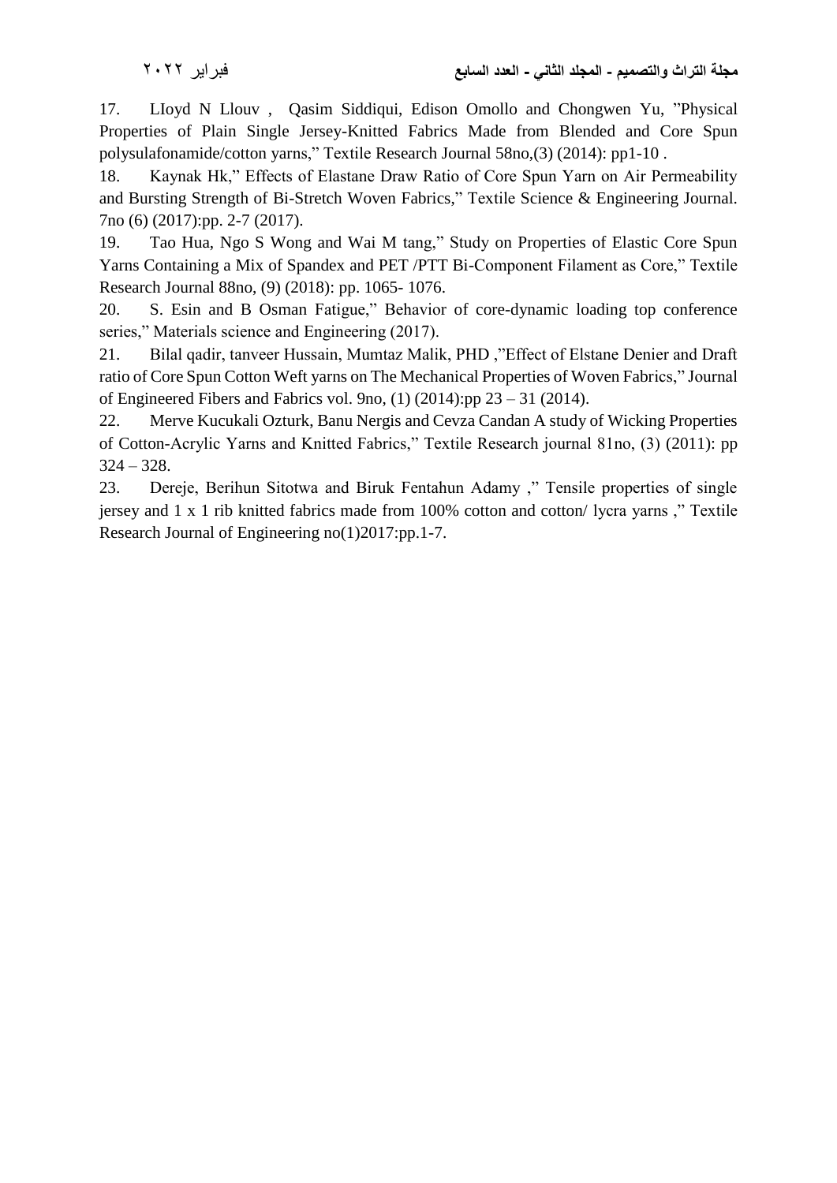17. LIoyd N Llouv , Qasim Siddiqui, Edison Omollo and Chongwen Yu, "Physical Properties of Plain Single Jersey-Knitted Fabrics Made from Blended and Core Spun polysulafonamide/cotton yarns," Textile Research Journal 58no,(3) (2014): pp1-10 .

18. Kaynak Hk," Effects of Elastane Draw Ratio of Core Spun Yarn on Air Permeability and Bursting Strength of Bi-Stretch Woven Fabrics," Textile Science & Engineering Journal. 7no (6) (2017):pp. 2-7 (2017).

19. Tao Hua, Ngo S Wong and Wai M tang," Study on Properties of Elastic Core Spun Yarns Containing a Mix of Spandex and PET /PTT Bi-Component Filament as Core," Textile Research Journal 88no, (9) (2018): pp. 1065- 1076.

20. S. Esin and B Osman Fatigue," Behavior of core-dynamic loading top conference series," Materials science and Engineering (2017).

21. Bilal qadir, tanveer Hussain, Mumtaz Malik, PHD ,"Effect of Elstane Denier and Draft ratio of Core Spun Cotton Weft yarns on The Mechanical Properties of Woven Fabrics," Journal of Engineered Fibers and Fabrics vol. 9no, (1) (2014):pp 23 – 31 (2014).

22. Merve Kucukali Ozturk, Banu Nergis and Cevza Candan A study of Wicking Properties of Cotton-Acrylic Yarns and Knitted Fabrics," Textile Research journal 81no, (3) (2011): pp 324 – 328.

23. Dereje, Berihun Sitotwa and Biruk Fentahun Adamy ," Tensile properties of single jersey and 1 x 1 rib knitted fabrics made from 100% cotton and cotton/ lycra yarns ," Textile Research Journal of Engineering no(1)2017:pp.1-7.